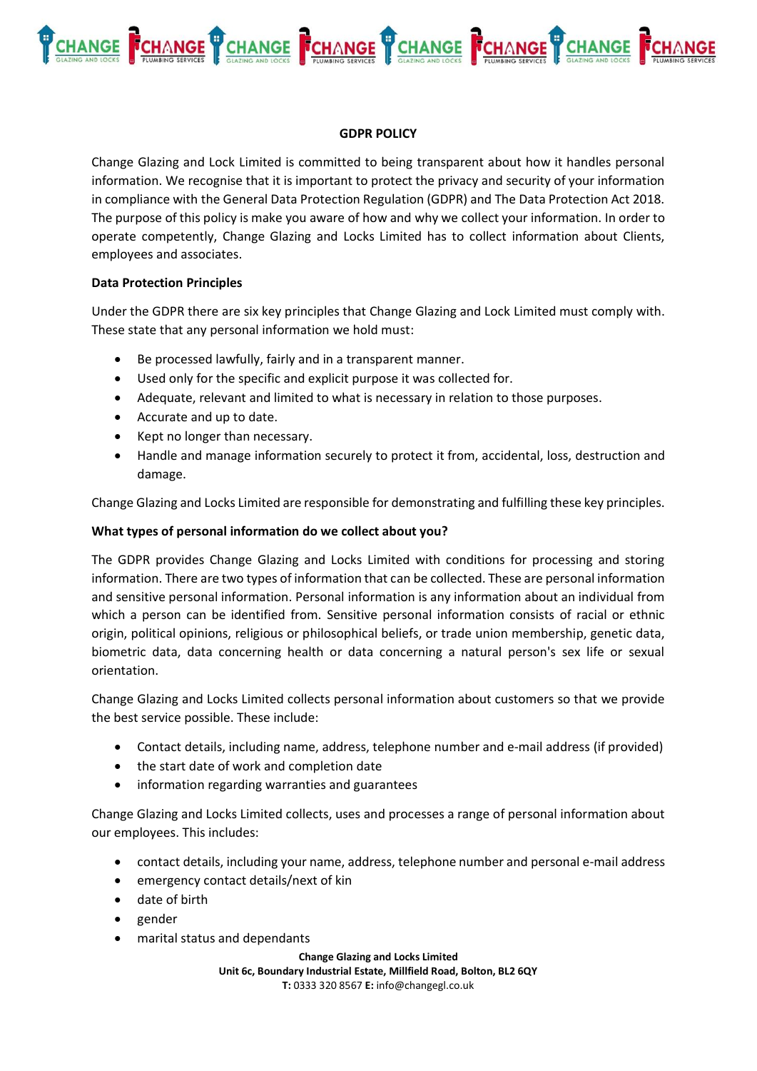# GDPR POLICY

Change Glazing and Lock Limited is committed to being transparent about how it handles personal information. We recognise that it is important to protect the privacy and security of your information in compliance with the General Data Protection Regulation (GDPR) and The Data Protection Act 2018. The purpose of this policy is make you aware of how and why we collect your information. In order to operate competently, Change Glazing and Locks Limited has to collect information about Clients, employees and associates.

## Data Protection Principles

Under the GDPR there are six key principles that Change Glazing and Lock Limited must comply with. These state that any personal information we hold must:

- Be processed lawfully, fairly and in a transparent manner.
- Used only for the specific and explicit purpose it was collected for.
- Adequate, relevant and limited to what is necessary in relation to those purposes.
- Accurate and up to date.
- Kept no longer than necessary.
- Handle and manage information securely to protect it from, accidental, loss, destruction and damage.

Change Glazing and Locks Limited are responsible for demonstrating and fulfilling these key principles.

## What types of personal information do we collect about you?

The GDPR provides Change Glazing and Locks Limited with conditions for processing and storing information. There are two types of information that can be collected. These are personal information and sensitive personal information. Personal information is any information about an individual from which a person can be identified from. Sensitive personal information consists of racial or ethnic origin, political opinions, religious or philosophical beliefs, or trade union membership, genetic data, biometric data, data concerning health or data concerning a natural person's sex life or sexual orientation.

Change Glazing and Locks Limited collects personal information about customers so that we provide the best service possible. These include:

- Contact details, including name, address, telephone number and e-mail address (if provided)
- the start date of work and completion date
- information regarding warranties and guarantees

Change Glazing and Locks Limited collects, uses and processes a range of personal information about our employees. This includes:

- contact details, including your name, address, telephone number and personal e-mail address
- emergency contact details/next of kin
- date of birth
- gender
- marital status and dependants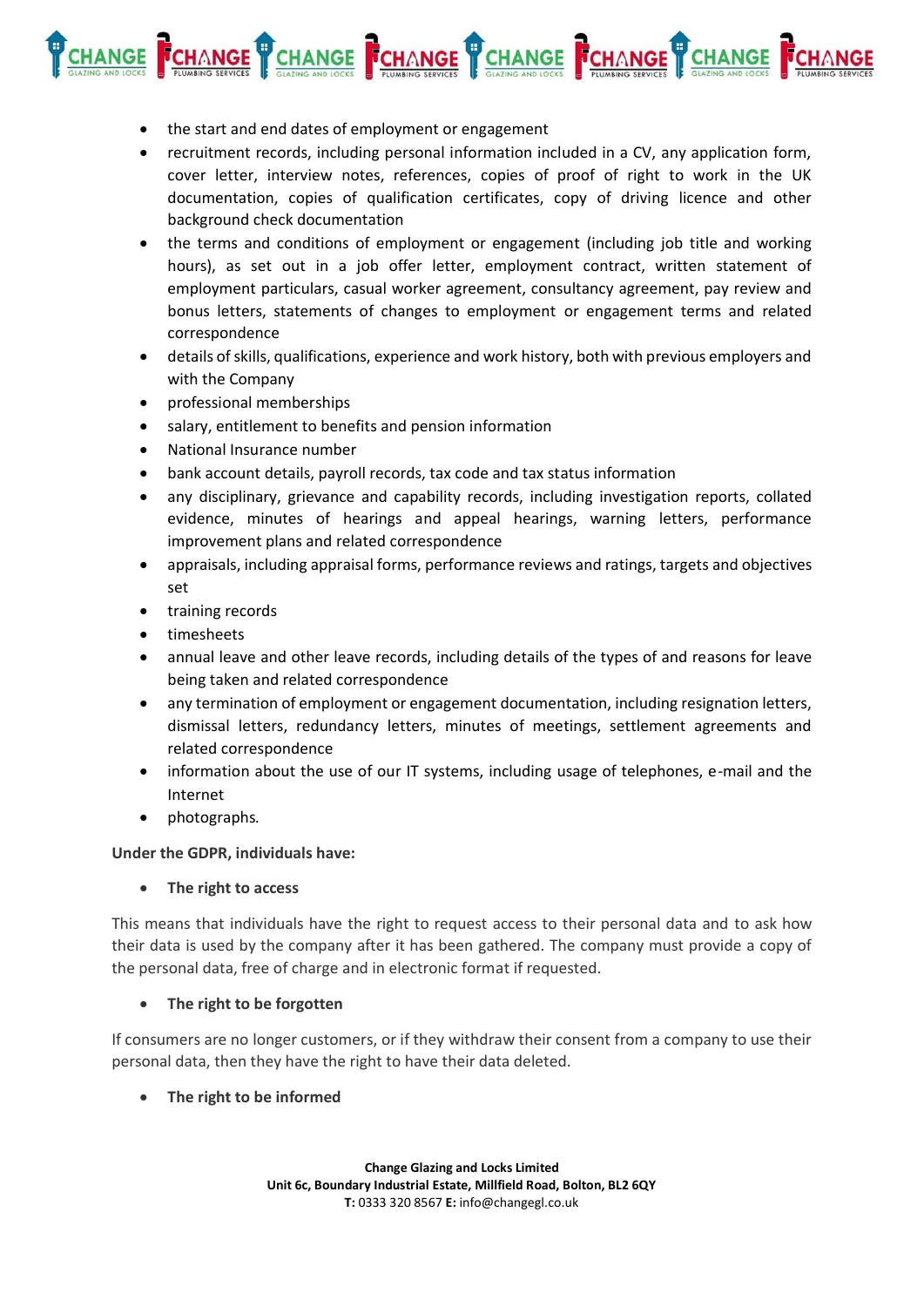- the start and end dates of employment or engagement
- recruitment records, including personal information included in a CV, any application form, cover letter, interview notes, references, copies of proof of right to work in the UK documentation, copies of qualification certificates, copy of driving licence and other background check documentation
- the terms and conditions of employment or engagement (including job title and working hours), as set out in a job offer letter, employment contract, written statement of employment particulars, casual worker agreement, consultancy agreement, pay review and bonus letters, statements of changes to employment or engagement terms and related correspondence
- details of skills, qualifications, experience and work history, both with previous employers and with the Company
- professional memberships
- salary, entitlement to benefits and pension information
- National Insurance number
- bank account details, payroll records, tax code and tax status information
- any disciplinary, grievance and capability records, including investigation reports, collated evidence, minutes of hearings and appeal hearings, warning letters, performance improvement plans and related correspondence
- appraisals, including appraisal forms, performance reviews and ratings, targets and objectives set
- training records
- timesheets
- annual leave and other leave records, including details of the types of and reasons for leave being taken and related correspondence
- any termination of employment or engagement documentation, including resignation letters, dismissal letters, redundancy letters, minutes of meetings, settlement agreements and related correspondence
- information about the use of our IT systems, including usage of telephones, e-mail and the Internet
- photographs.

**Under the GDPR, individuals have:**

- **The right to access**

This means that individuals have the right to request access to their personal data and to ask how their data is used by the company after it has been gathered. The company must provide a copy of the personal data, free of charge and in electronic format if requested.

- **The right to be forgotten**

If consumers are no longer customers, or if they withdraw their consent from a company to use their personal data, then they have the right to have their data deleted.

- **The right to be informed**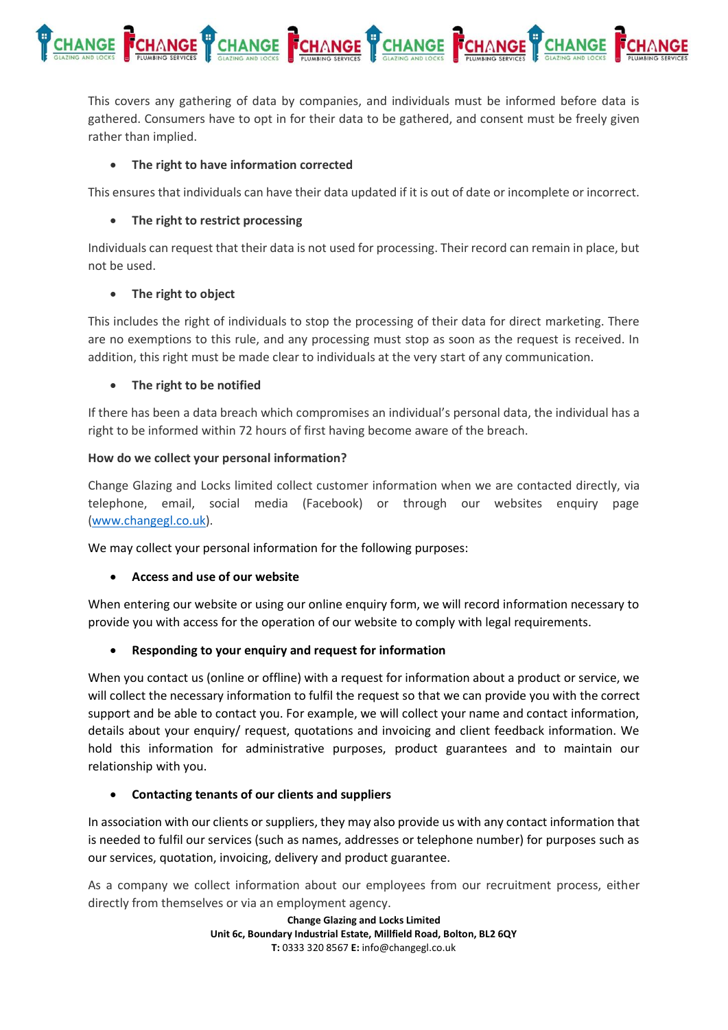This covers any gathering of data by companies, and individuals must be informed before data is gathered. Consumers have to opt in for their data to be gathered, and consent must be freely given rather than implied.

- **The right to have information corrected**

This ensures that individuals can have their data updated if it is out of date or incomplete or incorrect.

- **The right to restrict processing**

Individuals can request that their data is not used for processing. Their record can remain in place, but not be used.

- **The right to object**

This includes the right of individuals to stop the processing of their data for direct marketing. There are no exemptions to this rule, and any processing must stop as soon as the request is received. In addition, this right must be made clear to individuals at the very start of any communication.

- **The right to be notified**

If there has been a data breach which compromises an individual's personal data, the individual has a right to be informed within 72 hours of first having become aware of the breach.

**How do we collect your personal information?**

Change Glazing and Locks limited collect customer information when we are contacted directly, via telephone, email, social media (Facebook) or through our websites enquiry page (www.changegl.co.uk).

We may collect your personal information for the following purposes:

- **Access and use of our website**

When entering our website or using our online enquiry form, we will record information necessary to provide you with access for the operation of our website to comply with legal requirements.

- **Responding to your enquiry and request for information**

When you contact us (online or offline) with a request for information about a product or service, we will collect the necessary information to fulfil the request so that we can provide you with the correct support and be able to contact you. For example, we will collect your name and contact information, details about your enquiry/ request, quotations and invoicing and client feedback information. We hold this information for administrative purposes, product guarantees and to maintain our relationship with you.

- **Contacting tenants of our clients and suppliers**

In association with our clients or suppliers, they may also provide us with any contact information that is needed to fulfil our services (such as names, addresses or telephone number) for purposes such as our services, quotation, invoicing, delivery and product guarantee.

As a company we collect information about our employees from our recruitment process, either directly from themselves or via an employment agency.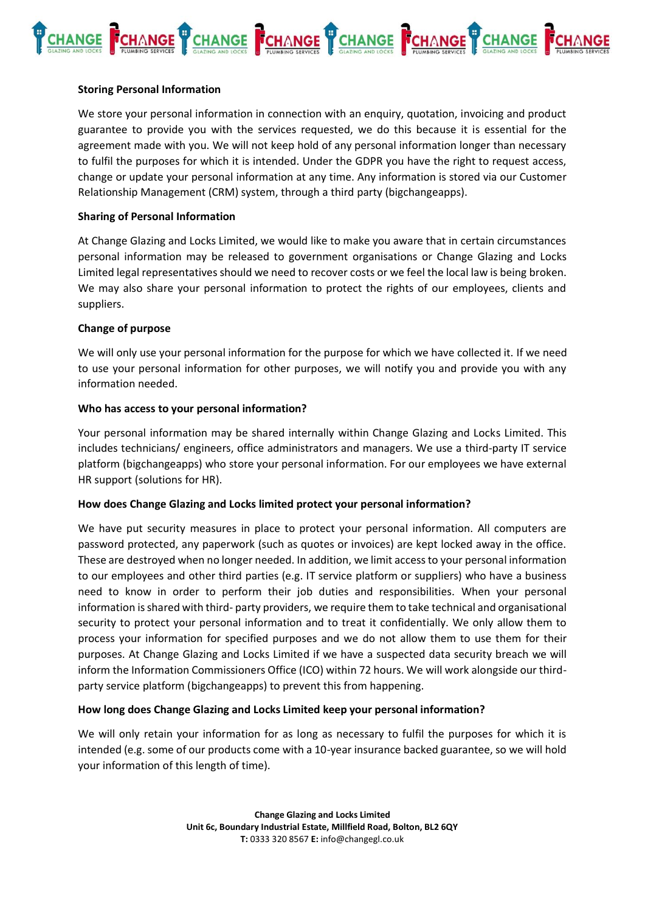**Storing Personal Information**

We store your personal information in connection with an enquiry, quotation, invoicing and product guarantee to provide you with the services requested, we do this because it is essential for the agreement made with you. We will not keep hold of any personal information longer than necessary to fulfil the purposes for which it is intended. Under the GDPR you have the right to request access, change or update your personal information at any time. Any information is stored via our Customer Relationship Management (CRM) system, through a third party (bigchangeapps).

**Sharing of Personal Information**

At Change Glazing and Locks Limited, we would like to make you aware that in certain circumstances personal information may be released to government organisations or Change Glazing and Locks Limited legal representatives should we need to recover costs or we feel the local law is being broken. We may also share your personal information to protect the rights of our employees, clients and suppliers.

**Change of purpose**

We will only use your personal information for the purpose for which we have collected it. If we need to use your personal information for other purposes, we will notify you and provide you with any information needed.

**Who has access to your personal information?**

Your personal information may be shared internally within Change Glazing and Locks Limited. This includes technicians/ engineers, office administrators and managers. We use a third-party IT service platform (bigchangeapps) who store your personal information. For our employees we have external HR support (solutions for HR).

**How does Change Glazing and Locks limited protect your personal information?**

We have put security measures in place to protect your personal information. All computers are password protected, any paperwork (such as quotes or invoices) are kept locked away in the office. These are destroyed when no longer needed. In addition, we limit access to your personal information to our employees and other third parties (e.g. IT service platform or suppliers) who have a business need to know in order to perform their job duties and responsibilities. When your personal information is shared with third- party providers, we require them to take technical and organisational security to protect your personal information and to treat it confidentially. We only allow them to process your information for specified purposes and we do not allow them to use them for their purposes. At Change Glazing and Locks Limited if we have a suspected data security breach we will inform the Information Commissioners Office (ICO) within 72 hours. We will work alongside our third-party service platform (bigchangeapps) to prevent this from happening.

**How long does Change Glazing and Locks Limited keep your personal information?**

We will only retain your information for as long as necessary to fulfil the purposes for which it is intended (e.g. some of our products come with a 10-year insurance backed guarantee, so we will hold your information of this length of time).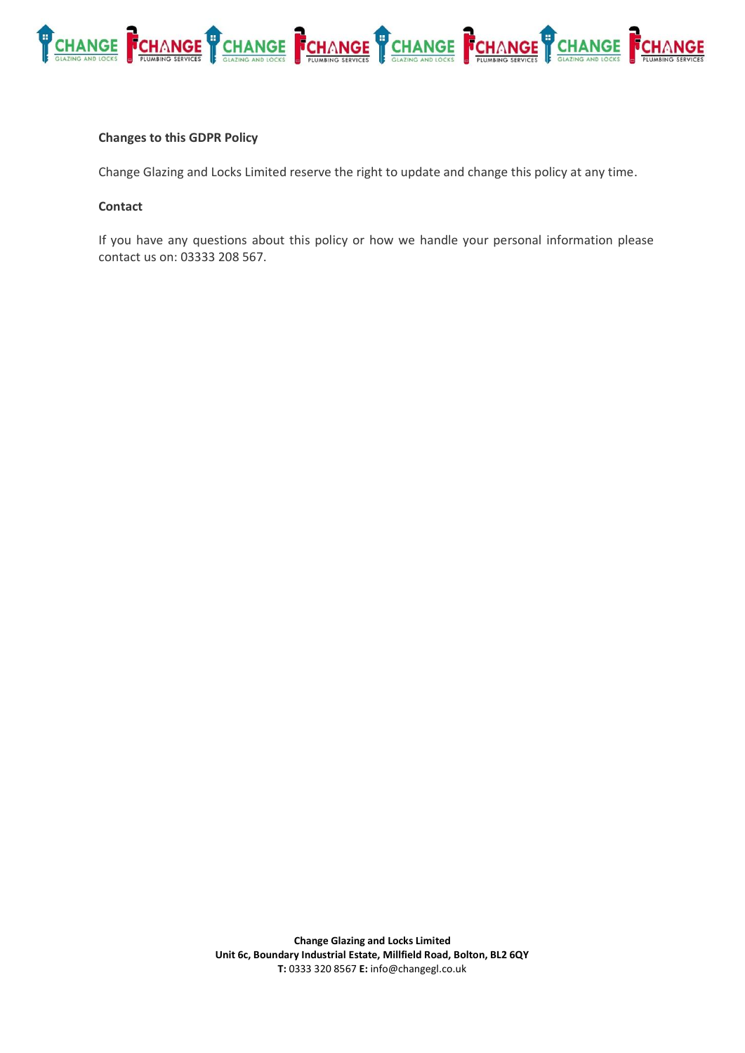**Changes to this GDPR Policy**

Change Glazing and Locks Limited reserve the right to update and change this policy at any time.

**Contact**

If you have any questions about this policy or how we handle your personal information please contact us on: 03333 208 567.